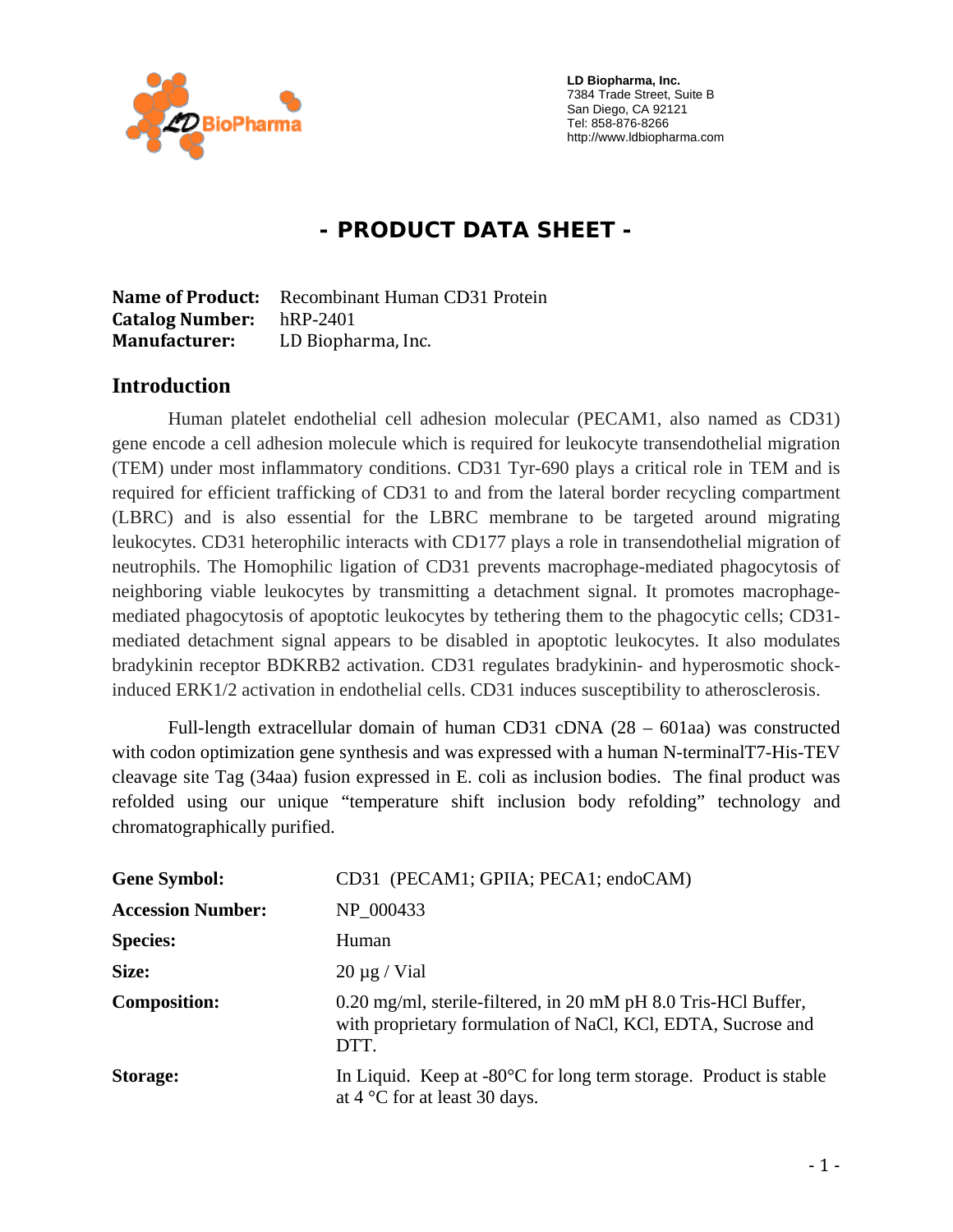LD Biopharma, Inc.
7384 Trade Street, Suite B
San Diego, CA 92121
Tel: 858-876-8266
http://www.ldbiopharma.com

# - PRODUCT DATA SHEET -

**Name of Product:** Recombinant Human CD31 Protein
**Catalog Number:** hRP-2401
**Manufacturer:** LD Biopharma, Inc.

## Introduction

Human platelet endothelial cell adhesion molecular (PECAM1, also named as CD31) gene encode a cell adhesion molecule which is required for leukocyte transendothelial migration (TEM) under most inflammatory conditions. CD31 Tyr-690 plays a critical role in TEM and is required for efficient trafficking of CD31 to and from the lateral border recycling compartment (LBRC) and is also essential for the LBRC membrane to be targeted around migrating leukocytes. CD31 heterophilic interacts with CD177 plays a role in transendothelial migration of neutrophils. The Homophilic ligation of CD31 prevents macrophage-mediated phagocytosis of neighboring viable leukocytes by transmitting a detachment signal. It promotes macrophage-mediated phagocytosis of apoptotic leukocytes by tethering them to the phagocytic cells; CD31-mediated detachment signal appears to be disabled in apoptotic leukocytes. It also modulates bradykinin receptor BDKRB2 activation. CD31 regulates bradykinin- and hyperosmotic shock-induced ERK1/2 activation in endothelial cells. CD31 induces susceptibility to atherosclerosis.

Full-length extracellular domain of human CD31 cDNA (28 – 601aa) was constructed with codon optimization gene synthesis and was expressed with a human N-terminalT7-His-TEV cleavage site Tag (34aa) fusion expressed in E. coli as inclusion bodies. The final product was refolded using our unique "temperature shift inclusion body refolding" technology and chromatographically purified.

| | |
|---|---|
| **Gene Symbol:** | CD31 (PECAM1; GPIIA; PECA1; endoCAM) |
| **Accession Number:** | NP_000433 |
| **Species:** | Human |
| **Size:** | 20 µg / Vial |
| **Composition:** | 0.20 mg/ml, sterile-filtered, in 20 mM pH 8.0 Tris-HCl Buffer, with proprietary formulation of NaCl, KCl, EDTA, Sucrose and DTT. |
| **Storage:** | In Liquid. Keep at -80°C for long term storage. Product is stable at 4 °C for at least 30 days. |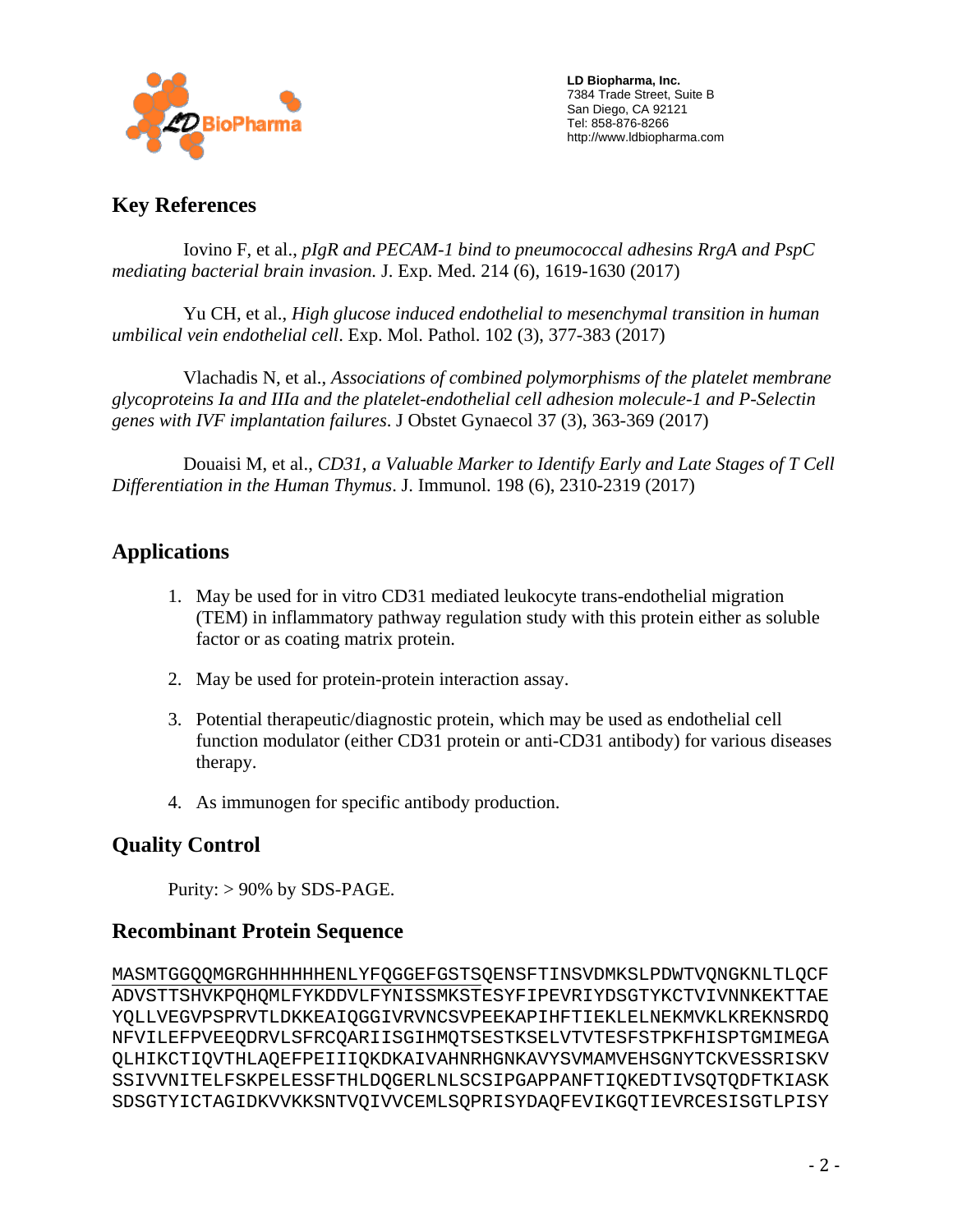## Key References

Iovino F, et al., *pIgR and PECAM-1 bind to pneumococcal adhesins RrgA and PspC mediating bacterial brain invasion.* J. Exp. Med. 214 (6), 1619-1630 (2017)

Yu CH, et al., *High glucose induced endothelial to mesenchymal transition in human umbilical vein endothelial cell*. Exp. Mol. Pathol. 102 (3), 377-383 (2017)

Vlachadis N, et al., *Associations of combined polymorphisms of the platelet membrane glycoproteins Ia and IIIa and the platelet-endothelial cell adhesion molecule-1 and P-Selectin genes with IVF implantation failures*. J Obstet Gynaecol 37 (3), 363-369 (2017)

Douaisi M, et al., *CD31, a Valuable Marker to Identify Early and Late Stages of T Cell Differentiation in the Human Thymus*. J. Immunol. 198 (6), 2310-2319 (2017)

## Applications

1. May be used for in vitro CD31 mediated leukocyte trans-endothelial migration (TEM) in inflammatory pathway regulation study with this protein either as soluble factor or as coating matrix protein.
2. May be used for protein-protein interaction assay.
3. Potential therapeutic/diagnostic protein, which may be used as endothelial cell function modulator (either CD31 protein or anti-CD31 antibody) for various diseases therapy.
4. As immunogen for specific antibody production.

## Quality Control

Purity: > 90% by SDS-PAGE.

## Recombinant Protein Sequence

```
MASMTGGQQMGRGHHHHHHENLYFQGGEFGSTSQENSFTINSVDMKSLPDWTVQNGKNLTLQCF
ADVSTTSHVKPQHQMLFYKDDVLFYNISSMKSTESYFIPEVRIYDSGTYKCTVIVNNKEKTTAE
YQLLVEGVPSPRVTLDKKEAIQGGIVRVNCSVPEEKAPIHFTIEKLELNEKMVKLKREKNSRDQ
NFVILEFPVEEQDRVLSFRCQARIISGIHMQTSESTKSELVTVTESFSTPKFHISPTGMIMEGA
QLHIKCTIQVTHLAQEFPEIIIQKDKAIVAHNRHGNKAVYSVMAMVEHSGNYTCKVESSRISKV
SSIVVNITELFSKPELESSFTHLDQGERLNLSCSIPGAPPANFTIQKEDTIVSQTQDFTKIASK
SDSGTYICTAGIDKVVKKSNTVQIVVCEMLSQPRISYDAQFEVIKGQTIEVRCESISGTLPISY
```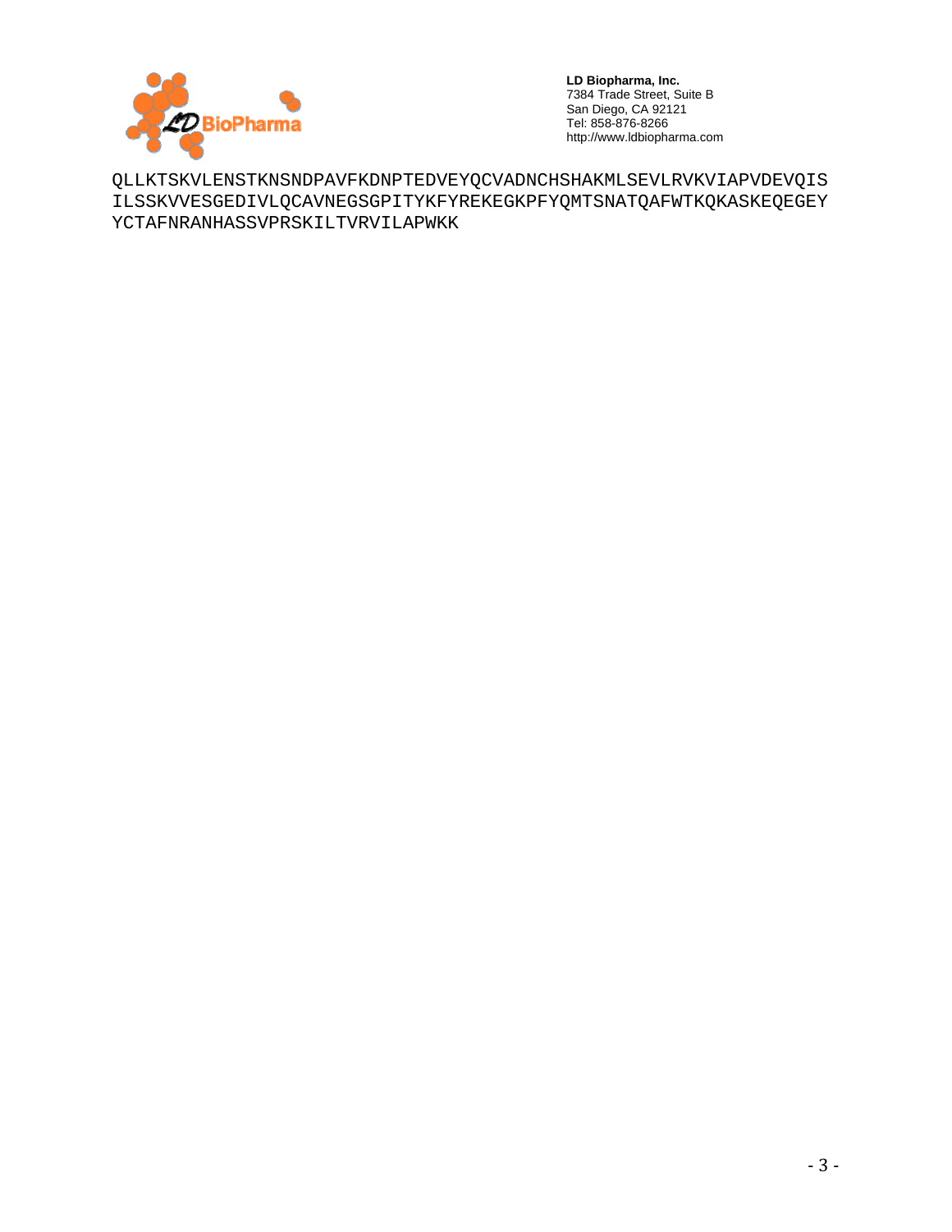```
QLLKTSKVLENSTKNSNDPAVFKDNPTEDVEYQCVADNCHSHAKMLSEVLRVKVIAPVDEVQIS
ILSSKVVESGEDIVLQCAVNEGSGPITYKFYREKEGKPFYQMTSNATQAFWTKQKASKEQEGEY
YCTAFNRANHASSVPRSKILTVRVILAPWKK
```